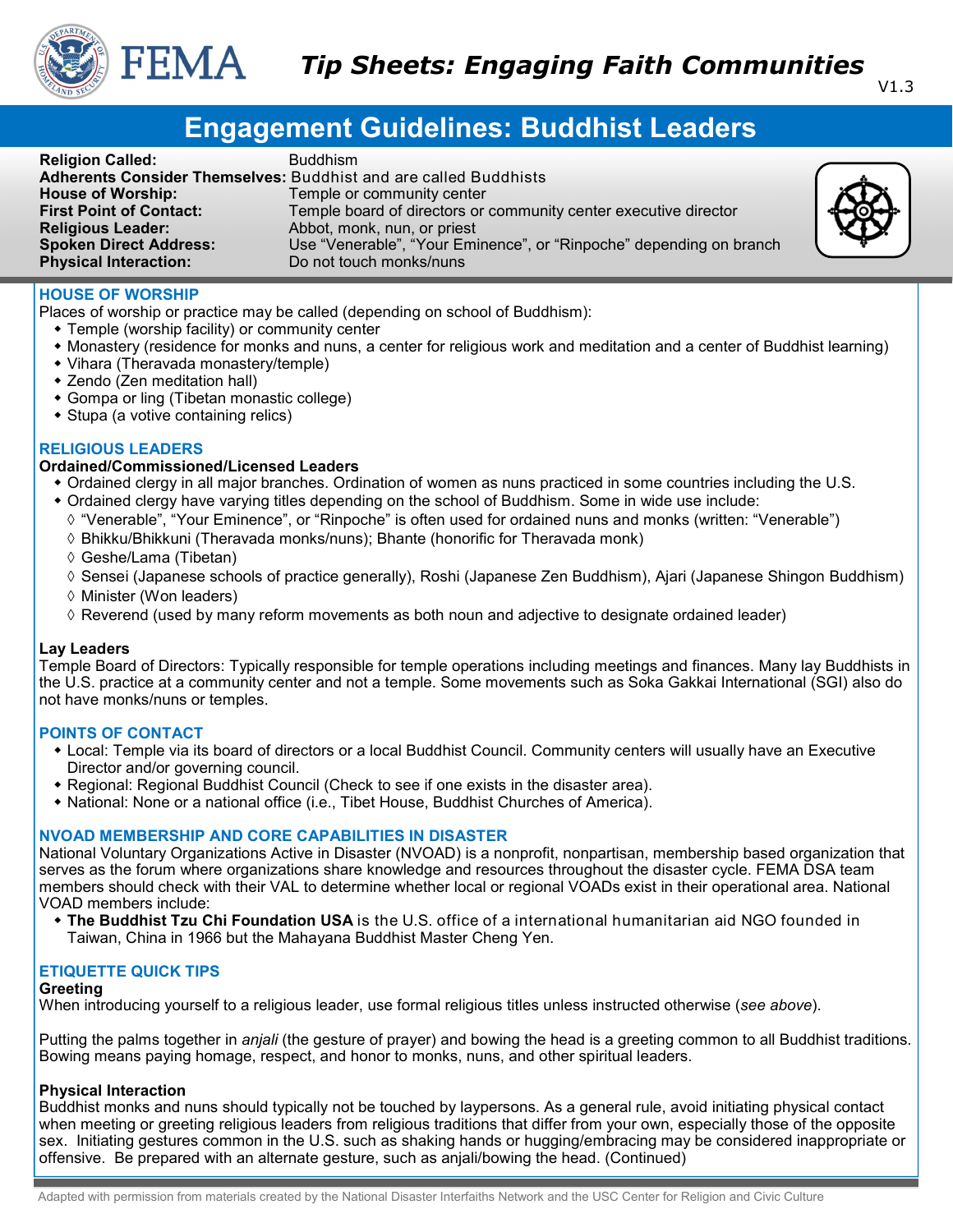# Tip Sheets: Engaging Faith Communities

V1.3

## Engagement Guidelines: Buddhist Leaders

**Religion Called:** Buddhism
**Adherents Consider Themselves:** Buddhist and are called Buddhists
**House of Worship:** Temple or community center
**First Point of Contact:** Temple board of directors or community center executive director
**Religious Leader:** Abbot, monk, nun, or priest
**Spoken Direct Address:** Use "Venerable", "Your Eminence", or "Rinpoche" depending on branch
**Physical Interaction:** Do not touch monks/nuns

### HOUSE OF WORSHIP

Places of worship or practice may be called (depending on school of Buddhism):

- Temple (worship facility) or community center
- Monastery (residence for monks and nuns, a center for religious work and meditation and a center of Buddhist learning)
- Vihara (Theravada monastery/temple)
- Zendo (Zen meditation hall)
- Gompa or ling (Tibetan monastic college)
- Stupa (a votive containing relics)

### RELIGIOUS LEADERS

**Ordained/Commissioned/Licensed Leaders**

- Ordained clergy in all major branches. Ordination of women as nuns practiced in some countries including the U.S.
- Ordained clergy have varying titles depending on the school of Buddhism. Some in wide use include:
  - "Venerable", "Your Eminence", or "Rinpoche" is often used for ordained nuns and monks (written: "Venerable")
  - Bhikku/Bhikkuni (Theravada monks/nuns); Bhante (honorific for Theravada monk)
  - Geshe/Lama (Tibetan)
  - Sensei (Japanese schools of practice generally), Roshi (Japanese Zen Buddhism), Ajari (Japanese Shingon Buddhism)
  - Minister (Won leaders)
  - Reverend (used by many reform movements as both noun and adjective to designate ordained leader)

**Lay Leaders**

Temple Board of Directors: Typically responsible for temple operations including meetings and finances. Many lay Buddhists in the U.S. practice at a community center and not a temple. Some movements such as Soka Gakkai International (SGI) also do not have monks/nuns or temples.

### POINTS OF CONTACT

- Local: Temple via its board of directors or a local Buddhist Council. Community centers will usually have an Executive Director and/or governing council.
- Regional: Regional Buddhist Council (Check to see if one exists in the disaster area).
- National: None or a national office (i.e., Tibet House, Buddhist Churches of America).

### NVOAD MEMBERSHIP AND CORE CAPABILITIES IN DISASTER

National Voluntary Organizations Active in Disaster (NVOAD) is a nonprofit, nonpartisan, membership based organization that serves as the forum where organizations share knowledge and resources throughout the disaster cycle. FEMA DSA team members should check with their VAL to determine whether local or regional VOADs exist in their operational area. National VOAD members include:

- **The Buddhist Tzu Chi Foundation USA** is the U.S. office of a international humanitarian aid NGO founded in Taiwan, China in 1966 but the Mahayana Buddhist Master Cheng Yen.

### ETIQUETTE QUICK TIPS

**Greeting**

When introducing yourself to a religious leader, use formal religious titles unless instructed otherwise (*see above*).

Putting the palms together in *anjali* (the gesture of prayer) and bowing the head is a greeting common to all Buddhist traditions. Bowing means paying homage, respect, and honor to monks, nuns, and other spiritual leaders.

**Physical Interaction**

Buddhist monks and nuns should typically not be touched by laypersons. As a general rule, avoid initiating physical contact when meeting or greeting religious leaders from religious traditions that differ from your own, especially those of the opposite sex. Initiating gestures common in the U.S. such as shaking hands or hugging/embracing may be considered inappropriate or offensive. Be prepared with an alternate gesture, such as anjali/bowing the head. (Continued)

Adapted with permission from materials created by the National Disaster Interfaiths Network and the USC Center for Religion and Civic Culture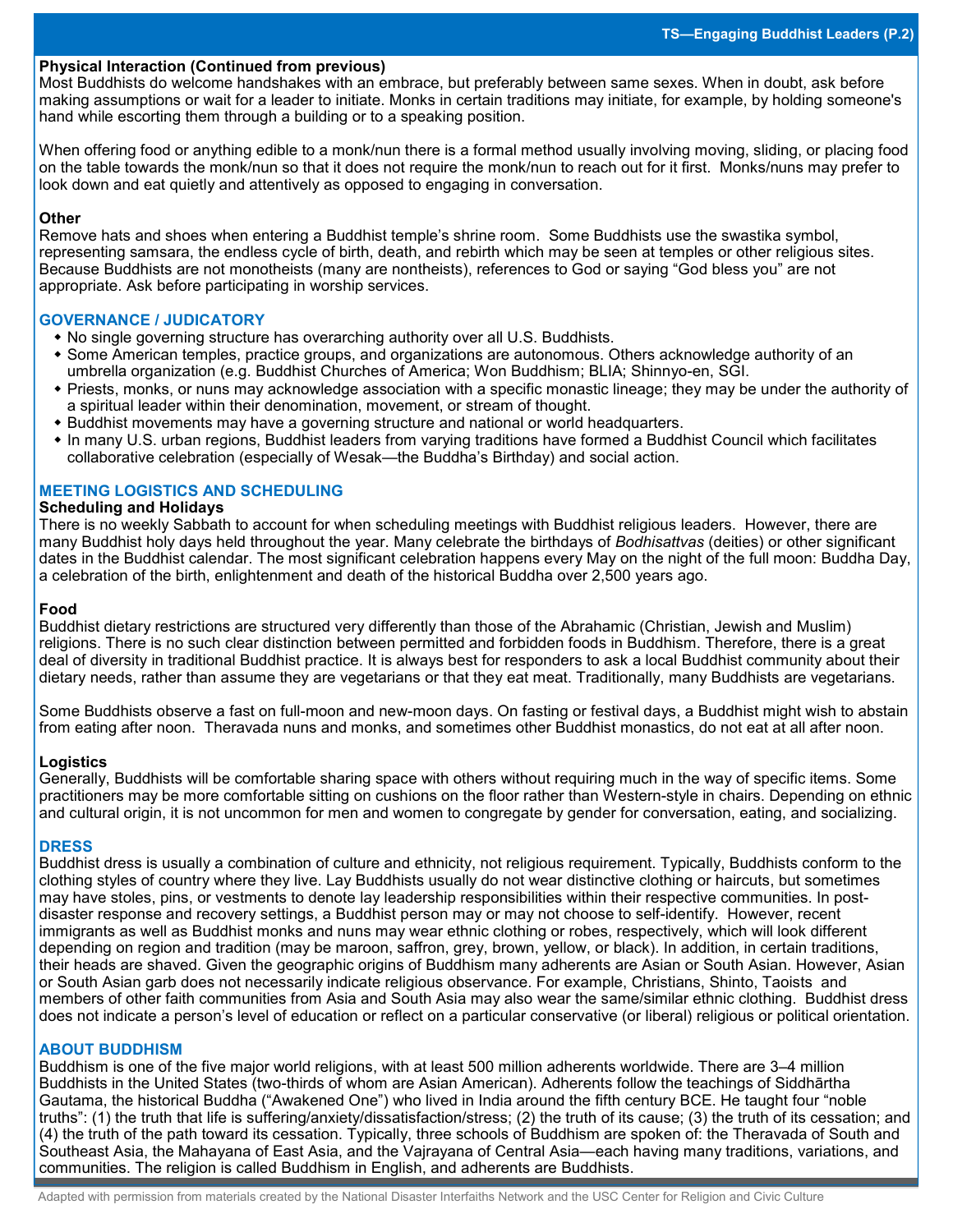**Physical Interaction (Continued from previous)**
Most Buddhists do welcome handshakes with an embrace, but preferably between same sexes. When in doubt, ask before making assumptions or wait for a leader to initiate. Monks in certain traditions may initiate, for example, by holding someone's hand while escorting them through a building or to a speaking position.

When offering food or anything edible to a monk/nun there is a formal method usually involving moving, sliding, or placing food on the table towards the monk/nun so that it does not require the monk/nun to reach out for it first. Monks/nuns may prefer to look down and eat quietly and attentively as opposed to engaging in conversation.

**Other**
Remove hats and shoes when entering a Buddhist temple's shrine room. Some Buddhists use the swastika symbol, representing samsara, the endless cycle of birth, death, and rebirth which may be seen at temples or other religious sites. Because Buddhists are not monotheists (many are nontheists), references to God or saying "God bless you" are not appropriate. Ask before participating in worship services.

## GOVERNANCE / JUDICATORY

- No single governing structure has overarching authority over all U.S. Buddhists.
- Some American temples, practice groups, and organizations are autonomous. Others acknowledge authority of an umbrella organization (e.g. Buddhist Churches of America; Won Buddhism; BLIA; Shinnyo-en, SGI.
- Priests, monks, or nuns may acknowledge association with a specific monastic lineage; they may be under the authority of a spiritual leader within their denomination, movement, or stream of thought.
- Buddhist movements may have a governing structure and national or world headquarters.
- In many U.S. urban regions, Buddhist leaders from varying traditions have formed a Buddhist Council which facilitates collaborative celebration (especially of Wesak—the Buddha's Birthday) and social action.

## MEETING LOGISTICS AND SCHEDULING

**Scheduling and Holidays**
There is no weekly Sabbath to account for when scheduling meetings with Buddhist religious leaders. However, there are many Buddhist holy days held throughout the year. Many celebrate the birthdays of *Bodhisattvas* (deities) or other significant dates in the Buddhist calendar. The most significant celebration happens every May on the night of the full moon: Buddha Day, a celebration of the birth, enlightenment and death of the historical Buddha over 2,500 years ago.

**Food**
Buddhist dietary restrictions are structured very differently than those of the Abrahamic (Christian, Jewish and Muslim) religions. There is no such clear distinction between permitted and forbidden foods in Buddhism. Therefore, there is a great deal of diversity in traditional Buddhist practice. It is always best for responders to ask a local Buddhist community about their dietary needs, rather than assume they are vegetarians or that they eat meat. Traditionally, many Buddhists are vegetarians.

Some Buddhists observe a fast on full-moon and new-moon days. On fasting or festival days, a Buddhist might wish to abstain from eating after noon. Theravada nuns and monks, and sometimes other Buddhist monastics, do not eat at all after noon.

**Logistics**
Generally, Buddhists will be comfortable sharing space with others without requiring much in the way of specific items. Some practitioners may be more comfortable sitting on cushions on the floor rather than Western-style in chairs. Depending on ethnic and cultural origin, it is not uncommon for men and women to congregate by gender for conversation, eating, and socializing.

## DRESS

Buddhist dress is usually a combination of culture and ethnicity, not religious requirement. Typically, Buddhists conform to the clothing styles of country where they live. Lay Buddhists usually do not wear distinctive clothing or haircuts, but sometimes may have stoles, pins, or vestments to denote lay leadership responsibilities within their respective communities. In post-disaster response and recovery settings, a Buddhist person may or may not choose to self-identify. However, recent immigrants as well as Buddhist monks and nuns may wear ethnic clothing or robes, respectively, which will look different depending on region and tradition (may be maroon, saffron, grey, brown, yellow, or black). In addition, in certain traditions, their heads are shaved. Given the geographic origins of Buddhism many adherents are Asian or South Asian. However, Asian or South Asian garb does not necessarily indicate religious observance. For example, Christians, Shinto, Taoists and members of other faith communities from Asia and South Asia may also wear the same/similar ethnic clothing. Buddhist dress does not indicate a person's level of education or reflect on a particular conservative (or liberal) religious or political orientation.

## ABOUT BUDDHISM

Buddhism is one of the five major world religions, with at least 500 million adherents worldwide. There are 3–4 million Buddhists in the United States (two-thirds of whom are Asian American). Adherents follow the teachings of Siddhārtha Gautama, the historical Buddha ("Awakened One") who lived in India around the fifth century BCE. He taught four "noble truths": (1) the truth that life is suffering/anxiety/dissatisfaction/stress; (2) the truth of its cause; (3) the truth of its cessation; and (4) the truth of the path toward its cessation. Typically, three schools of Buddhism are spoken of: the Theravada of South and Southeast Asia, the Mahayana of East Asia, and the Vajrayana of Central Asia—each having many traditions, variations, and communities. The religion is called Buddhism in English, and adherents are Buddhists.

Adapted with permission from materials created by the National Disaster Interfaiths Network and the USC Center for Religion and Civic Culture